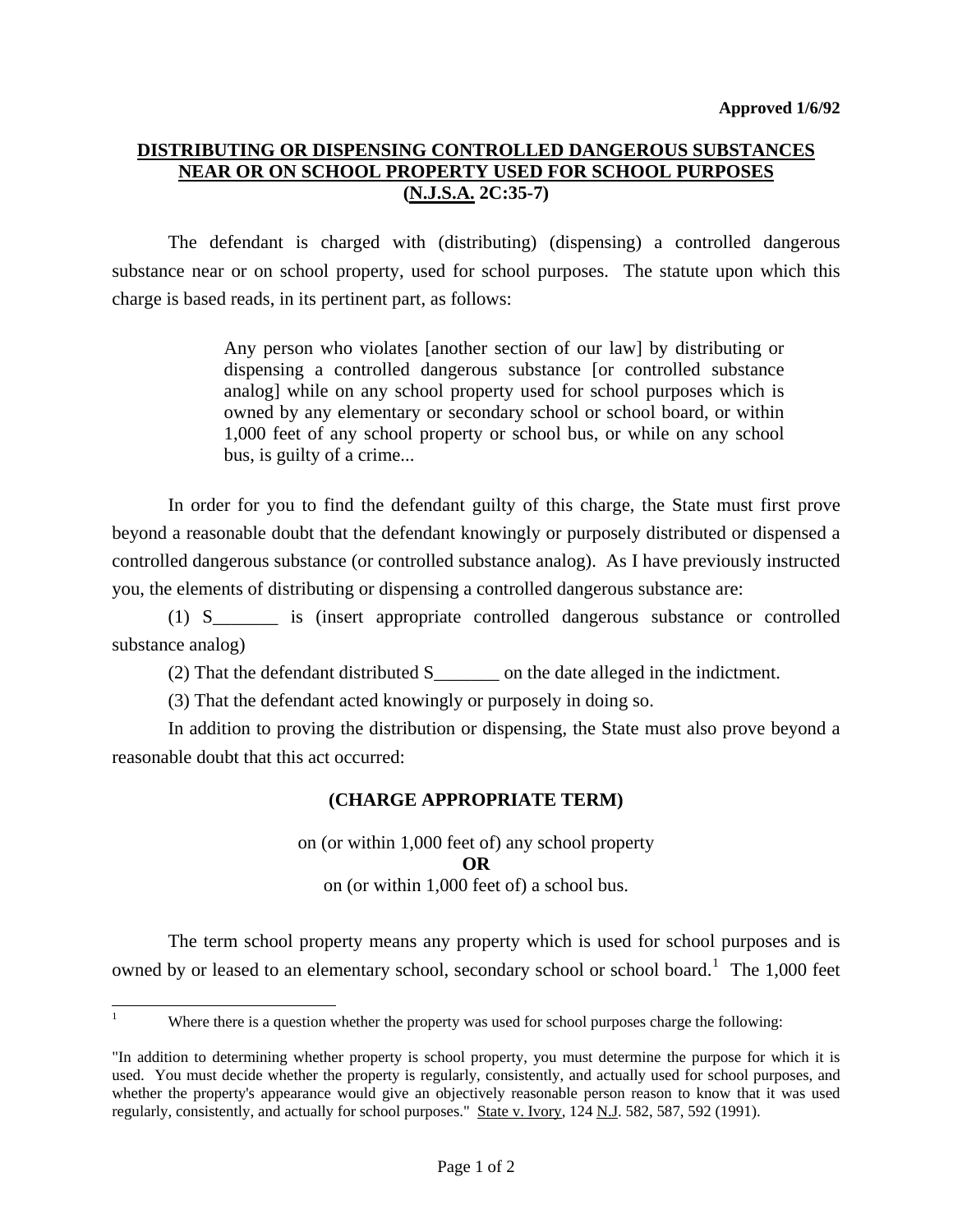**Approved 1/6/92**

# DISTRIBUTING OR DISPENSING CONTROLLED DANGEROUS SUBSTANCES NEAR OR ON SCHOOL PROPERTY USED FOR SCHOOL PURPOSES (N.J.S.A. 2C:35-7)

The defendant is charged with (distributing) (dispensing) a controlled dangerous substance near or on school property, used for school purposes. The statute upon which this charge is based reads, in its pertinent part, as follows:

> Any person who violates [another section of our law] by distributing or dispensing a controlled dangerous substance [or controlled substance analog] while on any school property used for school purposes which is owned by any elementary or secondary school or school board, or within 1,000 feet of any school property or school bus, or while on any school bus, is guilty of a crime...

In order for you to find the defendant guilty of this charge, the State must first prove beyond a reasonable doubt that the defendant knowingly or purposely distributed or dispensed a controlled dangerous substance (or controlled substance analog). As I have previously instructed you, the elements of distributing or dispensing a controlled dangerous substance are:

(1) S_______ is (insert appropriate controlled dangerous substance or controlled substance analog)

(2) That the defendant distributed S_______ on the date alleged in the indictment.

(3) That the defendant acted knowingly or purposely in doing so.

In addition to proving the distribution or dispensing, the State must also prove beyond a reasonable doubt that this act occurred:

**(CHARGE APPROPRIATE TERM)**

on (or within 1,000 feet of) any school property

**OR**

on (or within 1,000 feet of) a school bus.

The term school property means any property which is used for school purposes and is owned by or leased to an elementary school, secondary school or school board.[1] The 1,000 feet

---

[1] Where there is a question whether the property was used for school purposes charge the following:

"In addition to determining whether property is school property, you must determine the purpose for which it is used. You must decide whether the property is regularly, consistently, and actually used for school purposes, and whether the property's appearance would give an objectively reasonable person reason to know that it was used regularly, consistently, and actually for school purposes." State v. Ivory, 124 N.J. 582, 587, 592 (1991).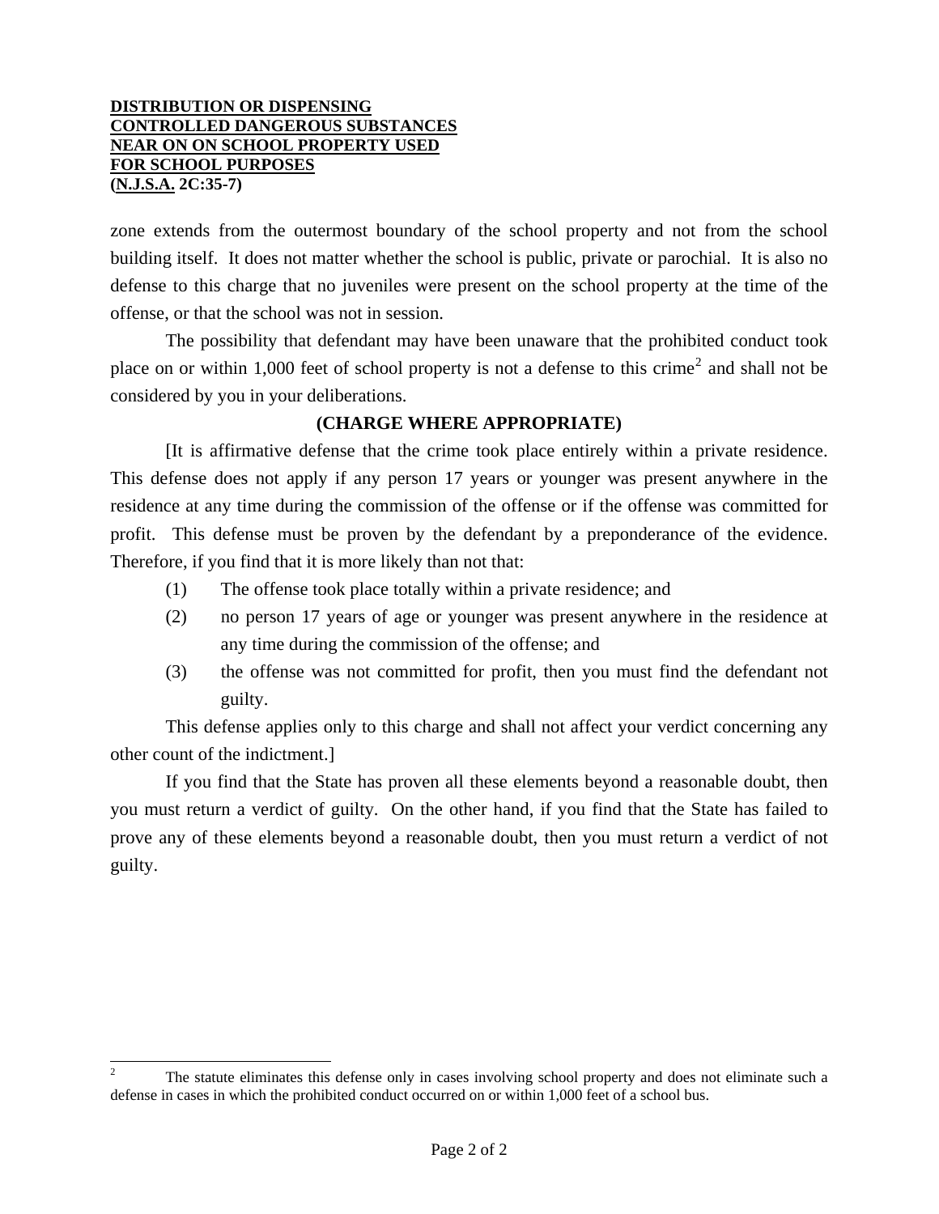zone extends from the outermost boundary of the school property and not from the school building itself. It does not matter whether the school is public, private or parochial. It is also no defense to this charge that no juveniles were present on the school property at the time of the offense, or that the school was not in session.

The possibility that defendant may have been unaware that the prohibited conduct took place on or within 1,000 feet of school property is not a defense to this crime[2] and shall not be considered by you in your deliberations.

**(CHARGE WHERE APPROPRIATE)**

[It is affirmative defense that the crime took place entirely within a private residence. This defense does not apply if any person 17 years or younger was present anywhere in the residence at any time during the commission of the offense or if the offense was committed for profit. This defense must be proven by the defendant by a preponderance of the evidence. Therefore, if you find that it is more likely than not that:

(1) The offense took place totally within a private residence; and

(2) no person 17 years of age or younger was present anywhere in the residence at any time during the commission of the offense; and

(3) the offense was not committed for profit, then you must find the defendant not guilty.

This defense applies only to this charge and shall not affect your verdict concerning any other count of the indictment.]

If you find that the State has proven all these elements beyond a reasonable doubt, then you must return a verdict of guilty. On the other hand, if you find that the State has failed to prove any of these elements beyond a reasonable doubt, then you must return a verdict of not guilty.

---

[2] The statute eliminates this defense only in cases involving school property and does not eliminate such a defense in cases in which the prohibited conduct occurred on or within 1,000 feet of a school bus.